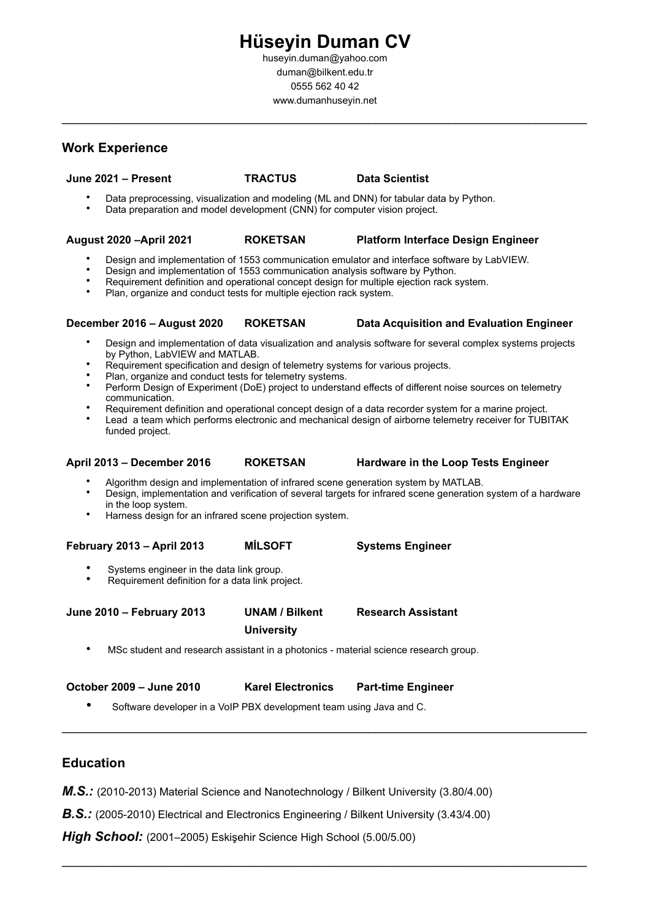# Hüseyin Duman CV

huseyin.duman@yahoo.com
duman@bilkent.edu.tr
0555 562 40 42
www.dumanhuseyin.net

---

## Work Experience

**June 2021 – Present** **TRACTUS** **Data Scientist**

- Data preprocessing, visualization and modeling (ML and DNN) for tabular data by Python.
- Data preparation and model development (CNN) for computer vision project.

**August 2020 –April 2021** **ROKETSAN** **Platform Interface Design Engineer**

- Design and implementation of 1553 communication emulator and interface software by LabVIEW.
- Design and implementation of 1553 communication analysis software by Python.
- Requirement definition and operational concept design for multiple ejection rack system.
- Plan, organize and conduct tests for multiple ejection rack system.

**December 2016 – August 2020** **ROKETSAN** **Data Acquisition and Evaluation Engineer**

- Design and implementation of data visualization and analysis software for several complex systems projects by Python, LabVIEW and MATLAB.
- Requirement specification and design of telemetry systems for various projects.
- Plan, organize and conduct tests for telemetry systems.
- Perform Design of Experiment (DoE) project to understand effects of different noise sources on telemetry communication.
- Requirement definition and operational concept design of a data recorder system for a marine project.
- Lead a team which performs electronic and mechanical design of airborne telemetry receiver for TUBITAK funded project.

**April 2013 – December 2016** **ROKETSAN** **Hardware in the Loop Tests Engineer**

- Algorithm design and implementation of infrared scene generation system by MATLAB.
- Design, implementation and verification of several targets for infrared scene generation system of a hardware in the loop system.
- Harness design for an infrared scene projection system.

**February 2013 – April 2013** **MİLSOFT** **Systems Engineer**

- Systems engineer in the data link group.
- Requirement definition for a data link project.

**June 2010 – February 2013** **UNAM / Bilkent University** **Research Assistant**

- MSc student and research assistant in a photonics - material science research group.

**October 2009 – June 2010** **Karel Electronics** **Part-time Engineer**

- Software developer in a VoIP PBX development team using Java and C.

---

## Education

***M.S.:*** (2010-2013) Material Science and Nanotechnology / Bilkent University (3.80/4.00)

***B.S.:*** (2005-2010) Electrical and Electronics Engineering / Bilkent University (3.43/4.00)

***High School:*** (2001–2005) Eskişehir Science High School (5.00/5.00)

---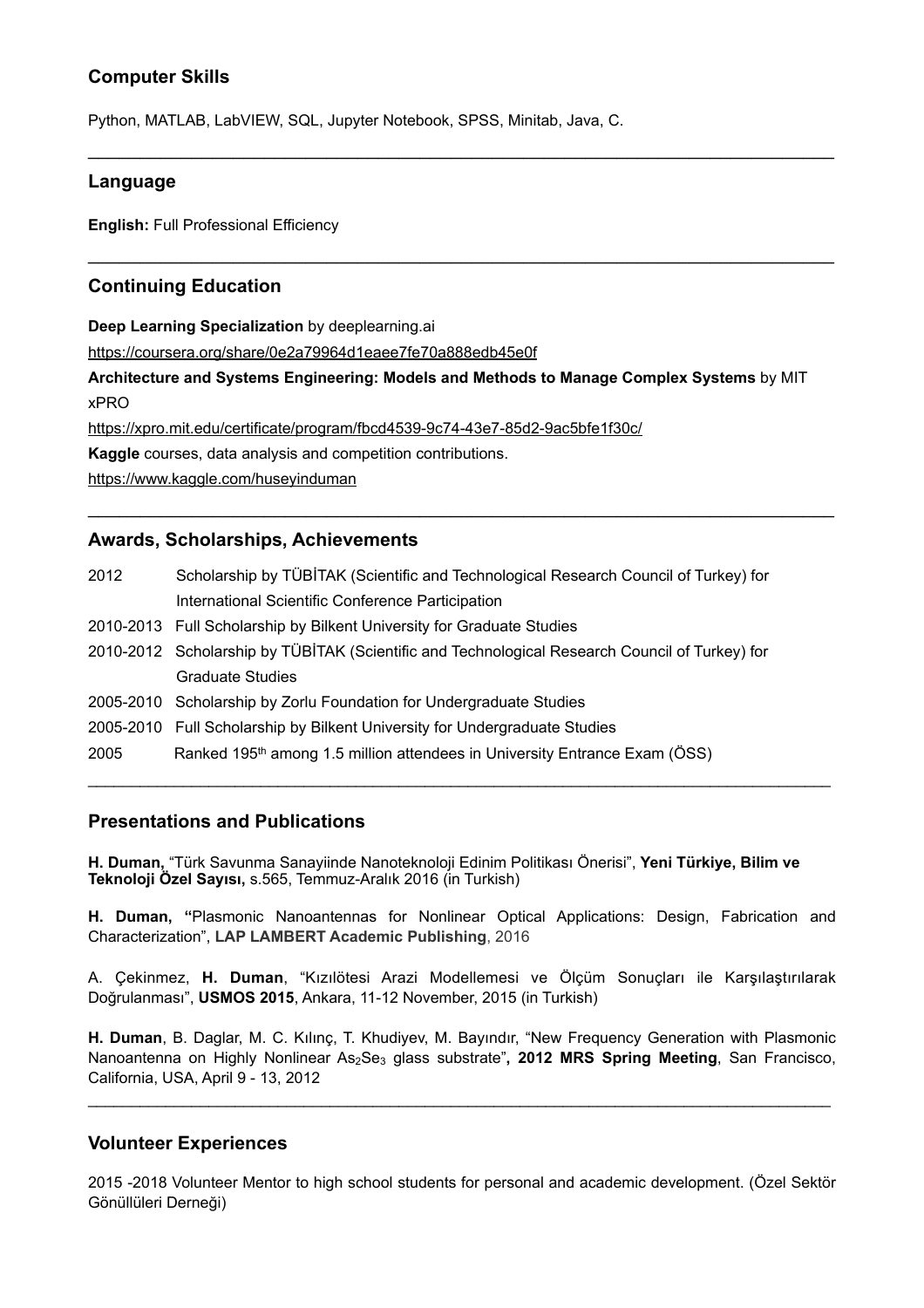## Computer Skills

Python, MATLAB, LabVIEW, SQL, Jupyter Notebook, SPSS, Minitab, Java, C.

---

## Language

**English:** Full Professional Efficiency

---

## Continuing Education

**Deep Learning Specialization** by deeplearning.ai

https://coursera.org/share/0e2a79964d1eaee7fe70a888edb45e0f

**Architecture and Systems Engineering: Models and Methods to Manage Complex Systems** by MIT xPRO

https://xpro.mit.edu/certificate/program/fbcd4539-9c74-43e7-85d2-9ac5bfe1f30c/

**Kaggle** courses, data analysis and competition contributions.

https://www.kaggle.com/huseyinduman

---

## Awards, Scholarships, Achievements

| | |
|---|---|
| 2012 | Scholarship by TÜBİTAK (Scientific and Technological Research Council of Turkey) for International Scientific Conference Participation |
| 2010-2013 | Full Scholarship by Bilkent University for Graduate Studies |
| 2010-2012 | Scholarship by TÜBİTAK (Scientific and Technological Research Council of Turkey) for Graduate Studies |
| 2005-2010 | Scholarship by Zorlu Foundation for Undergraduate Studies |
| 2005-2010 | Full Scholarship by Bilkent University for Undergraduate Studies |
| 2005 | Ranked 195th among 1.5 million attendees in University Entrance Exam (ÖSS) |

---

## Presentations and Publications

**H. Duman,** "Türk Savunma Sanayiinde Nanoteknoloji Edinim Politikası Önerisi", **Yeni Türkiye, Bilim ve Teknoloji Özel Sayısı,** s.565, Temmuz-Aralık 2016 (in Turkish)

**H. Duman, "**Plasmonic Nanoantennas for Nonlinear Optical Applications: Design, Fabrication and Characterization", **LAP LAMBERT Academic Publishing**, 2016

A. Çekinmez, **H. Duman**, "Kızılötesi Arazi Modellemesi ve Ölçüm Sonuçları ile Karşılaştırılarak Doğrulanması", **USMOS 2015**, Ankara, 11-12 November, 2015 (in Turkish)

**H. Duman**, B. Daglar, M. C. Kılınç, T. Khudiyev, M. Bayındır, "New Frequency Generation with Plasmonic Nanoantenna on Highly Nonlinear $As_2Se_3$ glass substrate"**, 2012 MRS Spring Meeting**, San Francisco, California, USA, April 9 - 13, 2012

---

## Volunteer Experiences

2015 -2018 Volunteer Mentor to high school students for personal and academic development. (Özel Sektör Gönüllüleri Derneği)